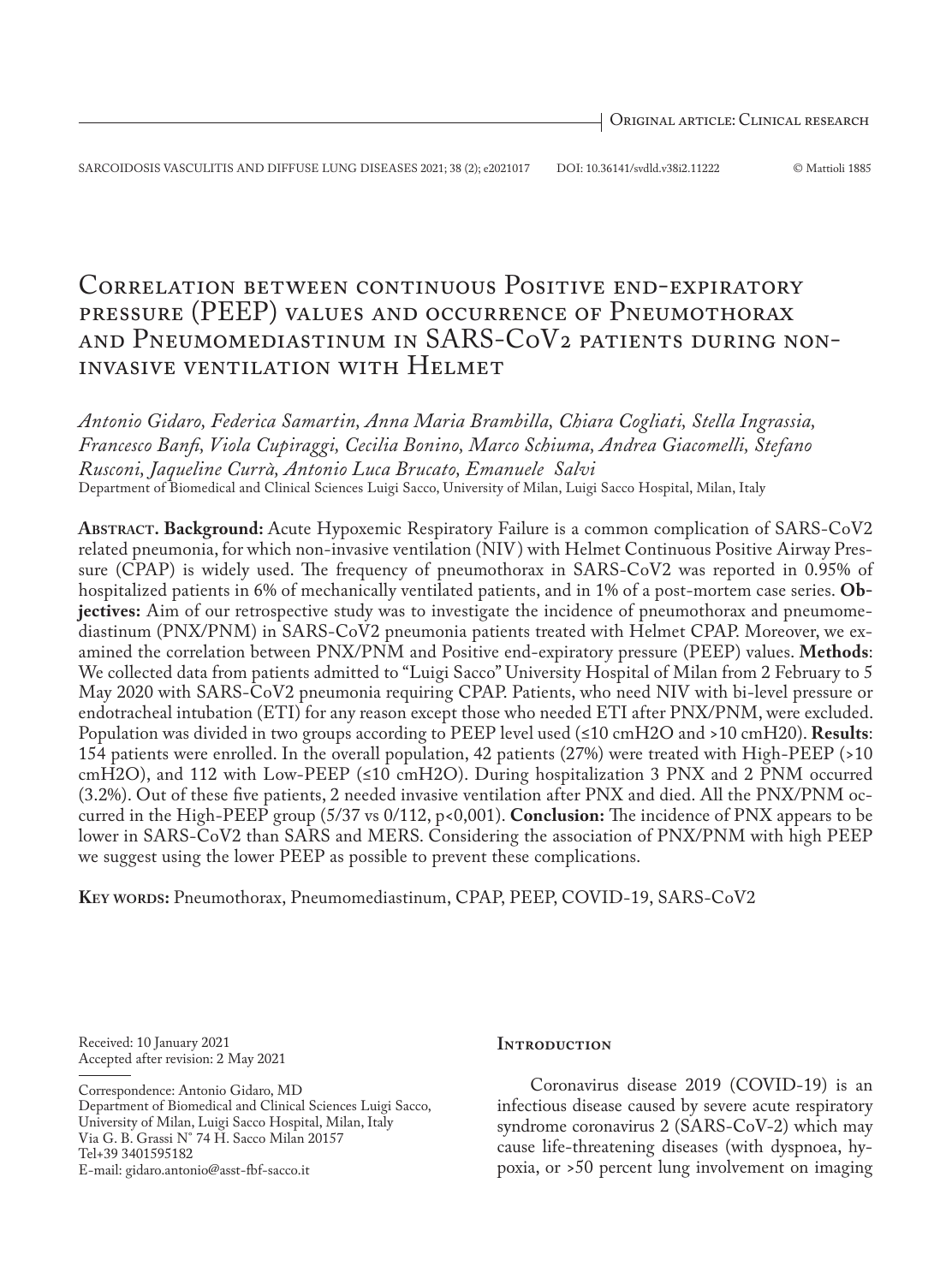Original article: Clinical research

# Correlation between continuous Positive end-expiratory pressure (PEEP) values and occurrence of Pneumothorax and Pneumomediastinum in SARS-CoV2 patients during non-invasive ventilation with Helmet

*Antonio Gidaro, Federica Samartin, Anna Maria Brambilla, Chiara Cogliati, Stella Ingrassia, Francesco Banfi, Viola Cupiraggi, Cecilia Bonino, Marco Schiuma, Andrea Giacomelli, Stefano Rusconi, Jaqueline Currà, Antonio Luca Brucato, Emanuele Salvi*

Department of Biomedical and Clinical Sciences Luigi Sacco, University of Milan, Luigi Sacco Hospital, Milan, Italy

**Abstract. Background:** Acute Hypoxemic Respiratory Failure is a common complication of SARS-CoV2 related pneumonia, for which non-invasive ventilation (NIV) with Helmet Continuous Positive Airway Pressure (CPAP) is widely used. The frequency of pneumothorax in SARS-CoV2 was reported in 0.95% of hospitalized patients in 6% of mechanically ventilated patients, and in 1% of a post-mortem case series. **Objectives:** Aim of our retrospective study was to investigate the incidence of pneumothorax and pneumomediastinum (PNX/PNM) in SARS-CoV2 pneumonia patients treated with Helmet CPAP. Moreover, we examined the correlation between PNX/PNM and Positive end-expiratory pressure (PEEP) values. **Methods**: We collected data from patients admitted to "Luigi Sacco" University Hospital of Milan from 2 February to 5 May 2020 with SARS-CoV2 pneumonia requiring CPAP. Patients, who need NIV with bi-level pressure or endotracheal intubation (ETI) for any reason except those who needed ETI after PNX/PNM, were excluded. Population was divided in two groups according to PEEP level used (≤10 cmH2O and >10 cmH20). **Results**: 154 patients were enrolled. In the overall population, 42 patients (27%) were treated with High-PEEP (>10 cmH2O), and 112 with Low-PEEP (≤10 cmH2O). During hospitalization 3 PNX and 2 PNM occurred (3.2%). Out of these five patients, 2 needed invasive ventilation after PNX and died. All the PNX/PNM occurred in the High-PEEP group (5/37 vs 0/112, p<0,001). **Conclusion:** The incidence of PNX appears to be lower in SARS-CoV2 than SARS and MERS. Considering the association of PNX/PNM with high PEEP we suggest using the lower PEEP as possible to prevent these complications.

**Key words:** Pneumothorax, Pneumomediastinum, CPAP, PEEP, COVID-19, SARS-CoV2

Received: 10 January 2021
Accepted after revision: 2 May 2021

Correspondence: Antonio Gidaro, MD
Department of Biomedical and Clinical Sciences Luigi Sacco,
University of Milan, Luigi Sacco Hospital, Milan, Italy
Via G. B. Grassi N° 74 H. Sacco Milan 20157
Tel+39 3401595182
E-mail: gidaro.antonio@asst-fbf-sacco.it

## Introduction

Coronavirus disease 2019 (COVID-19) is an infectious disease caused by severe acute respiratory syndrome coronavirus 2 (SARS-CoV-2) which may cause life-threatening diseases (with dyspnoea, hypoxia, or >50 percent lung involvement on imaging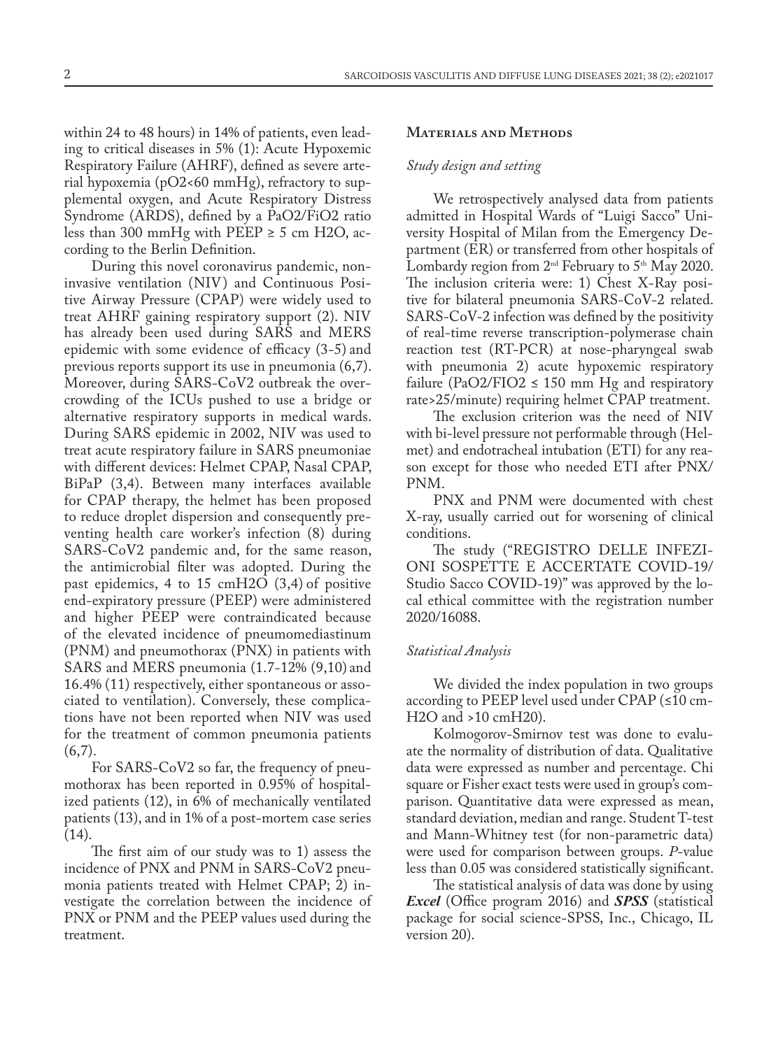within 24 to 48 hours) in 14% of patients, even leading to critical diseases in 5% (1): Acute Hypoxemic Respiratory Failure (AHRF), defined as severe arterial hypoxemia ($pO_2$<60 mmHg), refractory to supplemental oxygen, and Acute Respiratory Distress Syndrome (ARDS), defined by a $PaO_2/FiO_2$ ratio less than 300 mmHg with PEEP ≥ 5 cm $H_2O$, according to the Berlin Definition.

During this novel coronavirus pandemic, non-invasive ventilation (NIV) and Continuous Positive Airway Pressure (CPAP) were widely used to treat AHRF gaining respiratory support (2). NIV has already been used during SARS and MERS epidemic with some evidence of efficacy (3-5) and previous reports support its use in pneumonia (6,7). Moreover, during SARS-CoV2 outbreak the overcrowding of the ICUs pushed to use a bridge or alternative respiratory supports in medical wards. During SARS epidemic in 2002, NIV was used to treat acute respiratory failure in SARS pneumoniae with different devices: Helmet CPAP, Nasal CPAP, BiPaP (3,4). Between many interfaces available for CPAP therapy, the helmet has been proposed to reduce droplet dispersion and consequently preventing health care worker's infection (8) during SARS-CoV2 pandemic and, for the same reason, the antimicrobial filter was adopted. During the past epidemics, 4 to 15 $cmH_2O$ (3,4) of positive end-expiratory pressure (PEEP) were administered and higher PEEP were contraindicated because of the elevated incidence of pneumomediastinum (PNM) and pneumothorax (PNX) in patients with SARS and MERS pneumonia (1.7-12% (9,10) and 16.4% (11) respectively, either spontaneous or associated to ventilation). Conversely, these complications have not been reported when NIV was used for the treatment of common pneumonia patients (6,7).

For SARS-CoV2 so far, the frequency of pneumothorax has been reported in 0.95% of hospitalized patients (12), in 6% of mechanically ventilated patients (13), and in 1% of a post-mortem case series (14).

The first aim of our study was to 1) assess the incidence of PNX and PNM in SARS-CoV2 pneumonia patients treated with Helmet CPAP; 2) investigate the correlation between the incidence of PNX or PNM and the PEEP values used during the treatment.

## Materials and Methods

### *Study design and setting*

We retrospectively analysed data from patients admitted in Hospital Wards of "Luigi Sacco" University Hospital of Milan from the Emergency Department (ER) or transferred from other hospitals of Lombardy region from 2nd February to 5th May 2020. The inclusion criteria were: 1) Chest X-Ray positive for bilateral pneumonia SARS-CoV-2 related. SARS-CoV-2 infection was defined by the positivity of real-time reverse transcription-polymerase chain reaction test (RT-PCR) at nose-pharyngeal swab with pneumonia 2) acute hypoxemic respiratory failure ($PaO_2/FIO_2$ ≤ 150 mm Hg and respiratory rate>25/minute) requiring helmet CPAP treatment.

The exclusion criterion was the need of NIV with bi-level pressure not performable through (Helmet) and endotracheal intubation (ETI) for any reason except for those who needed ETI after PNX/PNM.

PNX and PNM were documented with chest X-ray, usually carried out for worsening of clinical conditions.

The study ("REGISTRO DELLE INFEZIONI SOSPETTE E ACCERTATE COVID-19/ Studio Sacco COVID-19)" was approved by the local ethical committee with the registration number 2020/16088.

### *Statistical Analysis*

We divided the index population in two groups according to PEEP level used under CPAP (≤10 $cmH_2O$ and >10 $cmH_20$).

Kolmogorov-Smirnov test was done to evaluate the normality of distribution of data. Qualitative data were expressed as number and percentage. Chi square or Fisher exact tests were used in group's comparison. Quantitative data were expressed as mean, standard deviation, median and range. Student T-test and Mann-Whitney test (for non-parametric data) were used for comparison between groups. *P*-value less than 0.05 was considered statistically significant.

The statistical analysis of data was done by using ***Excel*** (Office program 2016) and ***SPSS*** (statistical package for social science-SPSS, Inc., Chicago, IL version 20).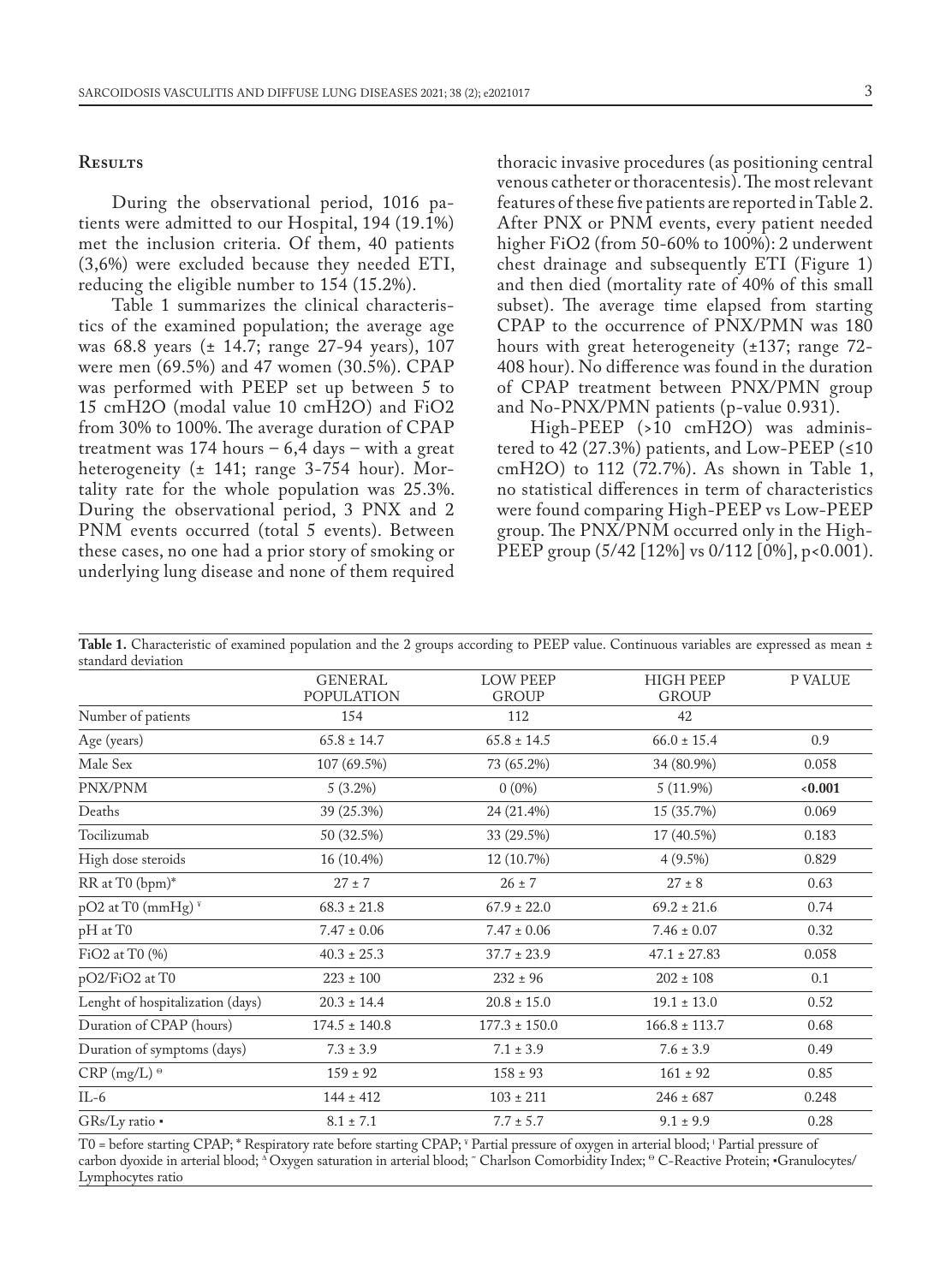## Results

During the observational period, 1016 patients were admitted to our Hospital, 194 (19.1%) met the inclusion criteria. Of them, 40 patients (3,6%) were excluded because they needed ETI, reducing the eligible number to 154 (15.2%).

Table 1 summarizes the clinical characteristics of the examined population; the average age was 68.8 years (± 14.7; range 27-94 years), 107 were men (69.5%) and 47 women (30.5%). CPAP was performed with PEEP set up between 5 to 15 cmH2O (modal value 10 cmH2O) and FiO2 from 30% to 100%. The average duration of CPAP treatment was 174 hours – 6,4 days – with a great heterogeneity (± 141; range 3-754 hour). Mortality rate for the whole population was 25.3%. During the observational period, 3 PNX and 2 PNM events occurred (total 5 events). Between these cases, no one had a prior story of smoking or underlying lung disease and none of them required thoracic invasive procedures (as positioning central venous catheter or thoracentesis). The most relevant features of these five patients are reported in Table 2. After PNX or PNM events, every patient needed higher FiO2 (from 50-60% to 100%): 2 underwent chest drainage and subsequently ETI (Figure 1) and then died (mortality rate of 40% of this small subset). The average time elapsed from starting CPAP to the occurrence of PNX/PMN was 180 hours with great heterogeneity (±137; range 72-408 hour). No difference was found in the duration of CPAP treatment between PNX/PMN group and No-PNX/PMN patients (p-value 0.931).

High-PEEP (>10 cmH2O) was administered to 42 (27.3%) patients, and Low-PEEP (≤10 cmH2O) to 112 (72.7%). As shown in Table 1, no statistical differences in term of characteristics were found comparing High-PEEP vs Low-PEEP group. The PNX/PNM occurred only in the High-PEEP group (5/42 [12%] vs 0/112 [0%], p<0.001).

**Table 1.** Characteristic of examined population and the 2 groups according to PEEP value. Continuous variables are expressed as mean ± standard deviation

| | GENERAL POPULATION | LOW PEEP GROUP | HIGH PEEP GROUP | P VALUE |
|---|---|---|---|---|
| Number of patients | 154 | 112 | 42 | |
| Age (years) | 65.8 ± 14.7 | 65.8 ± 14.5 | 66.0 ± 15.4 | 0.9 |
| Male Sex | 107 (69.5%) | 73 (65.2%) | 34 (80.9%) | 0.058 |
| PNX/PNM | 5 (3.2%) | 0 (0%) | 5 (11.9%) | **<0.001** |
| Deaths | 39 (25.3%) | 24 (21.4%) | 15 (35.7%) | 0.069 |
| Tocilizumab | 50 (32.5%) | 33 (29.5%) | 17 (40.5%) | 0.183 |
| High dose steroids | 16 (10.4%) | 12 (10.7%) | 4 (9.5%) | 0.829 |
| RR at T0 (bpm)* | 27 ± 7 | 26 ± 7 | 27 ± 8 | 0.63 |
| pO2 at T0 (mmHg) ¥ | 68.3 ± 21.8 | 67.9 ± 22.0 | 69.2 ± 21.6 | 0.74 |
| pH at T0 | 7.47 ± 0.06 | 7.47 ± 0.06 | 7.46 ± 0.07 | 0.32 |
| FiO2 at T0 (%) | 40.3 ± 25.3 | 37.7 ± 23.9 | 47.1 ± 27.83 | 0.058 |
| pO2/FiO2 at T0 | 223 ± 100 | 232 ± 96 | 202 ± 108 | 0.1 |
| Lenght of hospitalization (days) | 20.3 ± 14.4 | 20.8 ± 15.0 | 19.1 ± 13.0 | 0.52 |
| Duration of CPAP (hours) | 174.5 ± 140.8 | 177.3 ± 150.0 | 166.8 ± 113.7 | 0.68 |
| Duration of symptoms (days) | 7.3 ± 3.9 | 7.1 ± 3.9 | 7.6 ± 3.9 | 0.49 |
| CRP (mg/L) ϴ | 159 ± 92 | 158 ± 93 | 161 ± 92 | 0.85 |
| IL-6 | 144 ± 412 | 103 ± 211 | 246 ± 687 | 0.248 |
| GRs/Ly ratio • | 8.1 ± 7.1 | 7.7 ± 5.7 | 9.1 ± 9.9 | 0.28 |

T0 = before starting CPAP; * Respiratory rate before starting CPAP; ¥ Partial pressure of oxygen in arterial blood; ¹ Partial pressure of carbon dyoxide in arterial blood; ^ Oxygen saturation in arterial blood; ˜ Charlson Comorbidity Index; ϴ C-Reactive Protein; •Granulocytes/Lymphocytes ratio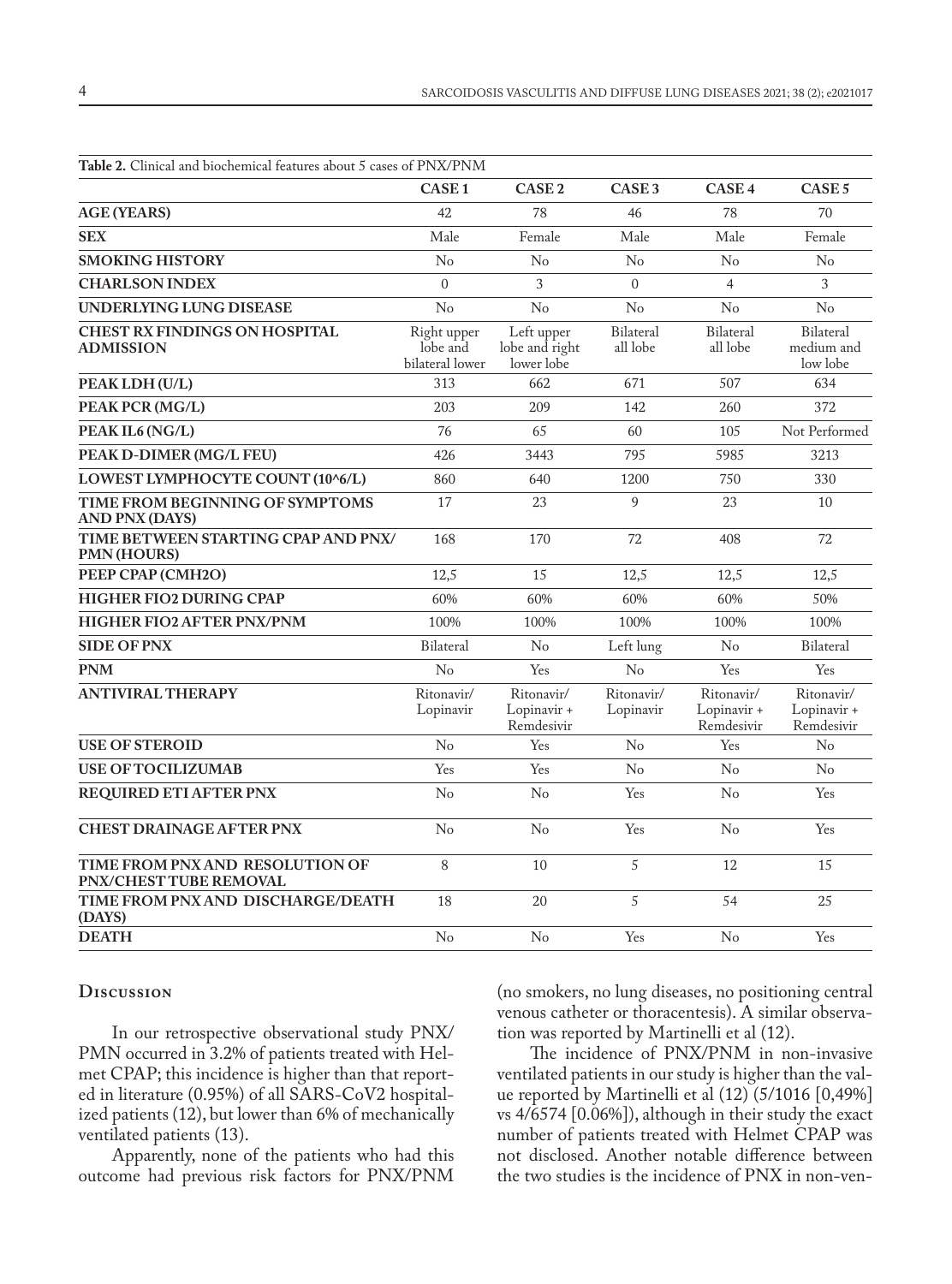**Table 2.** Clinical and biochemical features about 5 cases of PNX/PNM

| | CASE 1 | CASE 2 | CASE 3 | CASE 4 | CASE 5 |
|---|---|---|---|---|---|
| **AGE (YEARS)** | 42 | 78 | 46 | 78 | 70 |
| **SEX** | Male | Female | Male | Male | Female |
| **SMOKING HISTORY** | No | No | No | No | No |
| **CHARLSON INDEX** | 0 | 3 | 0 | 4 | 3 |
| **UNDERLYING LUNG DISEASE** | No | No | No | No | No |
| **CHEST RX FINDINGS ON HOSPITAL ADMISSION** | Right upper lobe and bilateral lower | Left upper lobe and right lower lobe | Bilateral all lobe | Bilateral all lobe | Bilateral medium and low lobe |
| **PEAK LDH (U/L)** | 313 | 662 | 671 | 507 | 634 |
| **PEAK PCR (MG/L)** | 203 | 209 | 142 | 260 | 372 |
| **PEAK IL6 (NG/L)** | 76 | 65 | 60 | 105 | Not Performed |
| **PEAK D-DIMER (MG/L FEU)** | 426 | 3443 | 795 | 5985 | 3213 |
| **LOWEST LYMPHOCYTE COUNT (10^6/L)** | 860 | 640 | 1200 | 750 | 330 |
| **TIME FROM BEGINNING OF SYMPTOMS AND PNX (DAYS)** | 17 | 23 | 9 | 23 | 10 |
| **TIME BETWEEN STARTING CPAP AND PNX/PMN (HOURS)** | 168 | 170 | 72 | 408 | 72 |
| **PEEP CPAP (CMH2O)** | 12,5 | 15 | 12,5 | 12,5 | 12,5 |
| **HIGHER FIO2 DURING CPAP** | 60% | 60% | 60% | 60% | 50% |
| **HIGHER FIO2 AFTER PNX/PNM** | 100% | 100% | 100% | 100% | 100% |
| **SIDE OF PNX** | Bilateral | No | Left lung | No | Bilateral |
| **PNM** | No | Yes | No | Yes | Yes |
| **ANTIVIRAL THERAPY** | Ritonavir/ Lopinavir | Ritonavir/ Lopinavir + Remdesivir | Ritonavir/ Lopinavir | Ritonavir/ Lopinavir + Remdesivir | Ritonavir/ Lopinavir + Remdesivir |
| **USE OF STEROID** | No | Yes | No | Yes | No |
| **USE OF TOCILIZUMAB** | Yes | Yes | No | No | No |
| **REQUIRED ETI AFTER PNX** | No | No | Yes | No | Yes |
| **CHEST DRAINAGE AFTER PNX** | No | No | Yes | No | Yes |
| **TIME FROM PNX AND RESOLUTION OF PNX/CHEST TUBE REMOVAL** | 8 | 10 | 5 | 12 | 15 |
| **TIME FROM PNX AND DISCHARGE/DEATH (DAYS)** | 18 | 20 | 5 | 54 | 25 |
| **DEATH** | No | No | Yes | No | Yes |

## Discussion

In our retrospective observational study PNX/PMN occurred in 3.2% of patients treated with Helmet CPAP; this incidence is higher than that reported in literature (0.95%) of all SARS-CoV2 hospitalized patients (12), but lower than 6% of mechanically ventilated patients (13).

Apparently, none of the patients who had this outcome had previous risk factors for PNX/PNM (no smokers, no lung diseases, no positioning central venous catheter or thoracentesis). A similar observation was reported by Martinelli et al (12).

The incidence of PNX/PNM in non-invasive ventilated patients in our study is higher than the value reported by Martinelli et al (12) (5/1016 [0,49%] vs 4/6574 [0.06%]), although in their study the exact number of patients treated with Helmet CPAP was not disclosed. Another notable difference between the two studies is the incidence of PNX in non-ven-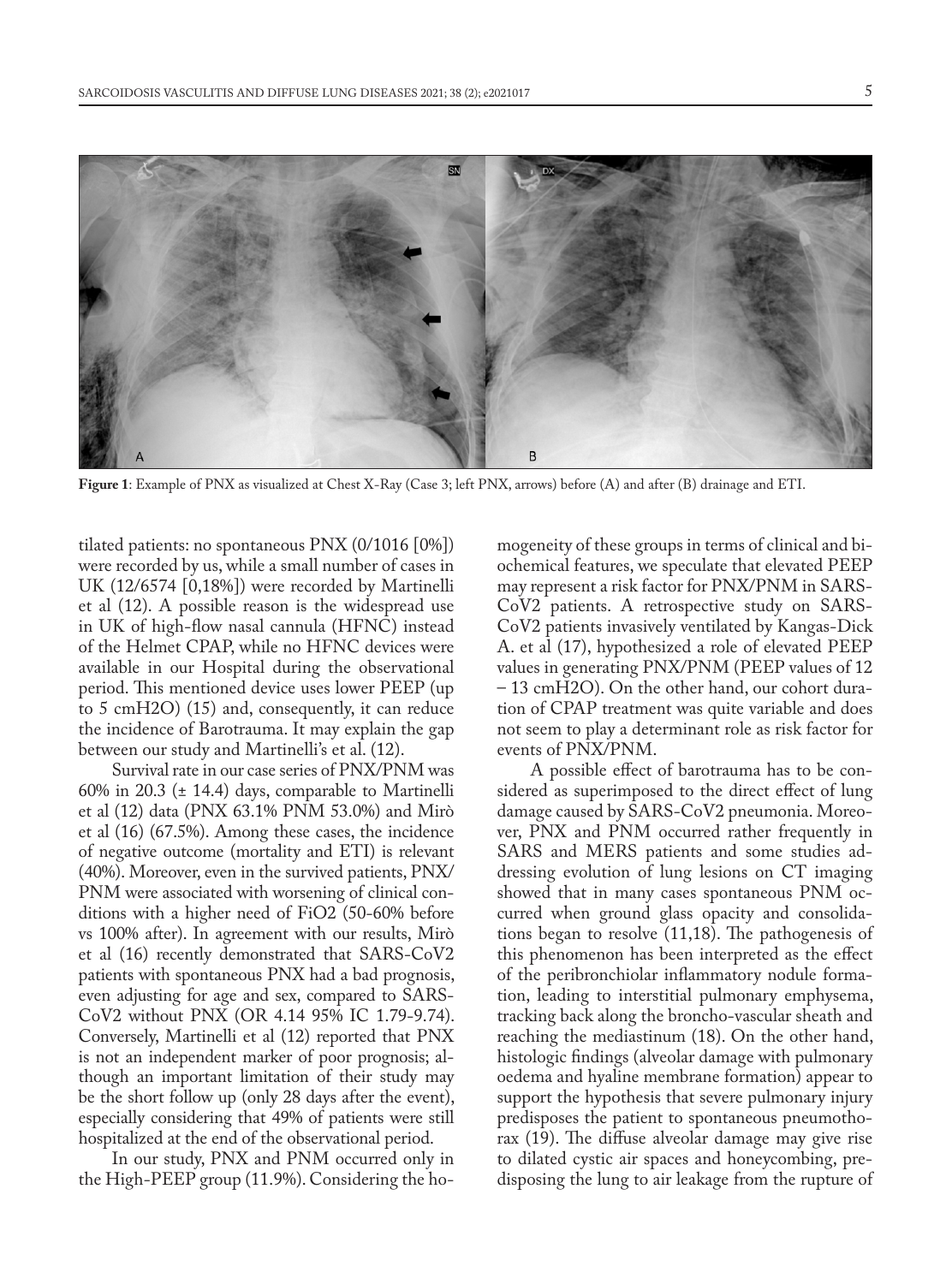**Figure 1**: Example of PNX as visualized at Chest X-Ray (Case 3; left PNX, arrows) before (A) and after (B) drainage and ETI.

tilated patients: no spontaneous PNX (0/1016 [0%]) were recorded by us, while a small number of cases in UK (12/6574 [0,18%]) were recorded by Martinelli et al (12). A possible reason is the widespread use in UK of high-flow nasal cannula (HFNC) instead of the Helmet CPAP, while no HFNC devices were available in our Hospital during the observational period. This mentioned device uses lower PEEP (up to 5 cmH2O) (15) and, consequently, it can reduce the incidence of Barotrauma. It may explain the gap between our study and Martinelli's et al. (12).

Survival rate in our case series of PNX/PNM was 60% in 20.3 (± 14.4) days, comparable to Martinelli et al (12) data (PNX 63.1% PNM 53.0%) and Mirò et al (16) (67.5%). Among these cases, the incidence of negative outcome (mortality and ETI) is relevant (40%). Moreover, even in the survived patients, PNX/PNM were associated with worsening of clinical conditions with a higher need of FiO2 (50-60% before vs 100% after). In agreement with our results, Mirò et al (16) recently demonstrated that SARS-CoV2 patients with spontaneous PNX had a bad prognosis, even adjusting for age and sex, compared to SARS-CoV2 without PNX (OR 4.14 95% IC 1.79-9.74). Conversely, Martinelli et al (12) reported that PNX is not an independent marker of poor prognosis; although an important limitation of their study may be the short follow up (only 28 days after the event), especially considering that 49% of patients were still hospitalized at the end of the observational period.

In our study, PNX and PNM occurred only in the High-PEEP group (11.9%). Considering the homogeneity of these groups in terms of clinical and biochemical features, we speculate that elevated PEEP may represent a risk factor for PNX/PNM in SARS-CoV2 patients. A retrospective study on SARS-CoV2 patients invasively ventilated by Kangas-Dick A. et al (17), hypothesized a role of elevated PEEP values in generating PNX/PNM (PEEP values of 12 – 13 cmH2O). On the other hand, our cohort duration of CPAP treatment was quite variable and does not seem to play a determinant role as risk factor for events of PNX/PNM.

A possible effect of barotrauma has to be considered as superimposed to the direct effect of lung damage caused by SARS-CoV2 pneumonia. Moreover, PNX and PNM occurred rather frequently in SARS and MERS patients and some studies addressing evolution of lung lesions on CT imaging showed that in many cases spontaneous PNM occurred when ground glass opacity and consolidations began to resolve (11,18). The pathogenesis of this phenomenon has been interpreted as the effect of the peribronchiolar inflammatory nodule formation, leading to interstitial pulmonary emphysema, tracking back along the broncho-vascular sheath and reaching the mediastinum (18). On the other hand, histologic findings (alveolar damage with pulmonary oedema and hyaline membrane formation) appear to support the hypothesis that severe pulmonary injury predisposes the patient to spontaneous pneumothorax (19). The diffuse alveolar damage may give rise to dilated cystic air spaces and honeycombing, predisposing the lung to air leakage from the rupture of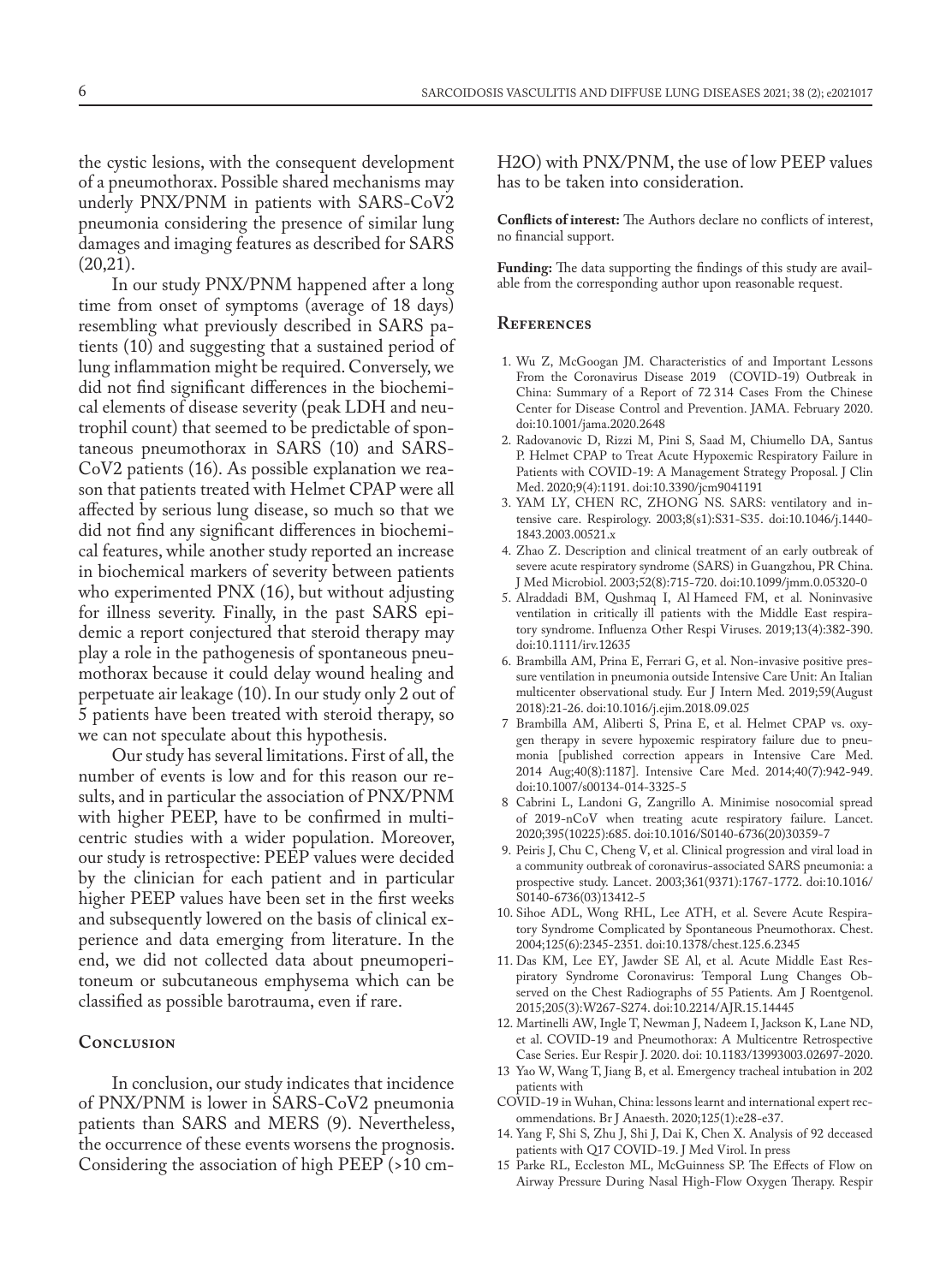the cystic lesions, with the consequent development of a pneumothorax. Possible shared mechanisms may underly PNX/PNM in patients with SARS-CoV2 pneumonia considering the presence of similar lung damages and imaging features as described for SARS (20,21).

In our study PNX/PNM happened after a long time from onset of symptoms (average of 18 days) resembling what previously described in SARS patients (10) and suggesting that a sustained period of lung inflammation might be required. Conversely, we did not find significant differences in the biochemical elements of disease severity (peak LDH and neutrophil count) that seemed to be predictable of spontaneous pneumothorax in SARS (10) and SARS-CoV2 patients (16). As possible explanation we reason that patients treated with Helmet CPAP were all affected by serious lung disease, so much so that we did not find any significant differences in biochemical features, while another study reported an increase in biochemical markers of severity between patients who experimented PNX (16), but without adjusting for illness severity. Finally, in the past SARS epidemic a report conjectured that steroid therapy may play a role in the pathogenesis of spontaneous pneumothorax because it could delay wound healing and perpetuate air leakage (10). In our study only 2 out of 5 patients have been treated with steroid therapy, so we can not speculate about this hypothesis.

Our study has several limitations. First of all, the number of events is low and for this reason our results, and in particular the association of PNX/PNM with higher PEEP, have to be confirmed in multicentric studies with a wider population. Moreover, our study is retrospective: PEEP values were decided by the clinician for each patient and in particular higher PEEP values have been set in the first weeks and subsequently lowered on the basis of clinical experience and data emerging from literature. In the end, we did not collected data about pneumoperitoneum or subcutaneous emphysema which can be classified as possible barotrauma, even if rare.

## Conclusion

In conclusion, our study indicates that incidence of PNX/PNM is lower in SARS-CoV2 pneumonia patients than SARS and MERS (9). Nevertheless, the occurrence of these events worsens the prognosis. Considering the association of high PEEP (>10 cmH2O) with PNX/PNM, the use of low PEEP values has to be taken into consideration.

**Conflicts of interest:** The Authors declare no conflicts of interest, no financial support.

**Funding:** The data supporting the findings of this study are available from the corresponding author upon reasonable request.

## References

1. Wu Z, McGoogan JM. Characteristics of and Important Lessons From the Coronavirus Disease 2019 (COVID-19) Outbreak in China: Summary of a Report of 72 314 Cases From the Chinese Center for Disease Control and Prevention. JAMA. February 2020. doi:10.1001/jama.2020.2648
2. Radovanovic D, Rizzi M, Pini S, Saad M, Chiumello DA, Santus P. Helmet CPAP to Treat Acute Hypoxemic Respiratory Failure in Patients with COVID-19: A Management Strategy Proposal. J Clin Med. 2020;9(4):1191. doi:10.3390/jcm9041191
3. YAM LY, CHEN RC, ZHONG NS. SARS: ventilatory and intensive care. Respirology. 2003;8(s1):S31-S35. doi:10.1046/j.1440-1843.2003.00521.x
4. Zhao Z. Description and clinical treatment of an early outbreak of severe acute respiratory syndrome (SARS) in Guangzhou, PR China. J Med Microbiol. 2003;52(8):715-720. doi:10.1099/jmm.0.05320-0
5. Alraddadi BM, Qushmaq I, Al Hameed FM, et al. Noninvasive ventilation in critically ill patients with the Middle East respiratory syndrome. Influenza Other Respi Viruses. 2019;13(4):382-390. doi:10.1111/irv.12635
6. Brambilla AM, Prina E, Ferrari G, et al. Non-invasive positive pressure ventilation in pneumonia outside Intensive Care Unit: An Italian multicenter observational study. Eur J Intern Med. 2019;59(August 2018):21-26. doi:10.1016/j.ejim.2018.09.025
7. Brambilla AM, Aliberti S, Prina E, et al. Helmet CPAP vs. oxygen therapy in severe hypoxemic respiratory failure due to pneumonia [published correction appears in Intensive Care Med. 2014 Aug;40(8):1187]. Intensive Care Med. 2014;40(7):942-949. doi:10.1007/s00134-014-3325-5
8. Cabrini L, Landoni G, Zangrillo A. Minimise nosocomial spread of 2019-nCoV when treating acute respiratory failure. Lancet. 2020;395(10225):685. doi:10.1016/S0140-6736(20)30359-7
9. Peiris J, Chu C, Cheng V, et al. Clinical progression and viral load in a community outbreak of coronavirus-associated SARS pneumonia: a prospective study. Lancet. 2003;361(9371):1767-1772. doi:10.1016/S0140-6736(03)13412-5
10. Sihoe ADL, Wong RHL, Lee ATH, et al. Severe Acute Respiratory Syndrome Complicated by Spontaneous Pneumothorax. Chest. 2004;125(6):2345-2351. doi:10.1378/chest.125.6.2345
11. Das KM, Lee EY, Jawder SE Al, et al. Acute Middle East Respiratory Syndrome Coronavirus: Temporal Lung Changes Observed on the Chest Radiographs of 55 Patients. Am J Roentgenol. 2015;205(3):W267-S274. doi:10.2214/AJR.15.14445
12. Martinelli AW, Ingle T, Newman J, Nadeem I, Jackson K, Lane ND, et al. COVID-19 and Pneumothorax: A Multicentre Retrospective Case Series. Eur Respir J. 2020. doi: 10.1183/13993003.02697-2020.
13. Yao W, Wang T, Jiang B, et al. Emergency tracheal intubation in 202 patients with COVID-19 in Wuhan, China: lessons learnt and international expert recommendations. Br J Anaesth. 2020;125(1):e28-e37.
14. Yang F, Shi S, Zhu J, Shi J, Dai K, Chen X. Analysis of 92 deceased patients with Q17 COVID-19. J Med Virol. In press
15. Parke RL, Eccleston ML, McGuinness SP. The Effects of Flow on Airway Pressure During Nasal High-Flow Oxygen Therapy. Respir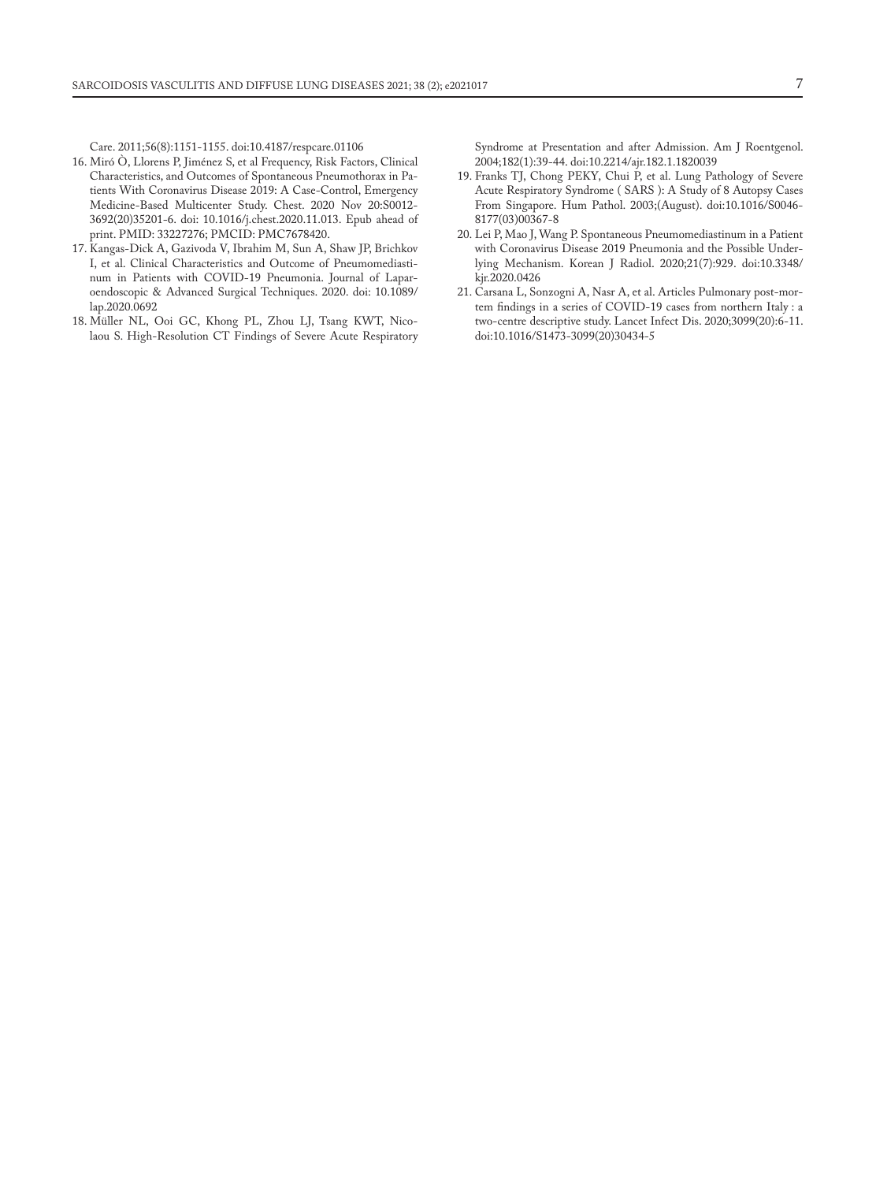Care. 2011;56(8):1151-1155. doi:10.4187/respcare.01106

16. Miró Ò, Llorens P, Jiménez S, et al Frequency, Risk Factors, Clinical Characteristics, and Outcomes of Spontaneous Pneumothorax in Patients With Coronavirus Disease 2019: A Case-Control, Emergency Medicine-Based Multicenter Study. Chest. 2020 Nov 20:S0012-3692(20)35201-6. doi: 10.1016/j.chest.2020.11.013. Epub ahead of print. PMID: 33227276; PMCID: PMC7678420.
17. Kangas-Dick A, Gazivoda V, Ibrahim M, Sun A, Shaw JP, Brichkov I, et al. Clinical Characteristics and Outcome of Pneumomediastinum in Patients with COVID-19 Pneumonia. Journal of Laparoendoscopic & Advanced Surgical Techniques. 2020. doi: 10.1089/lap.2020.0692
18. Müller NL, Ooi GC, Khong PL, Zhou LJ, Tsang KWT, Nicolaou S. High-Resolution CT Findings of Severe Acute Respiratory Syndrome at Presentation and after Admission. Am J Roentgenol. 2004;182(1):39-44. doi:10.2214/ajr.182.1.1820039
19. Franks TJ, Chong PEKY, Chui P, et al. Lung Pathology of Severe Acute Respiratory Syndrome ( SARS ): A Study of 8 Autopsy Cases From Singapore. Hum Pathol. 2003;(August). doi:10.1016/S0046-8177(03)00367-8
20. Lei P, Mao J, Wang P. Spontaneous Pneumomediastinum in a Patient with Coronavirus Disease 2019 Pneumonia and the Possible Underlying Mechanism. Korean J Radiol. 2020;21(7):929. doi:10.3348/kjr.2020.0426
21. Carsana L, Sonzogni A, Nasr A, et al. Articles Pulmonary post-mortem findings in a series of COVID-19 cases from northern Italy : a two-centre descriptive study. Lancet Infect Dis. 2020;3099(20):6-11. doi:10.1016/S1473-3099(20)30434-5